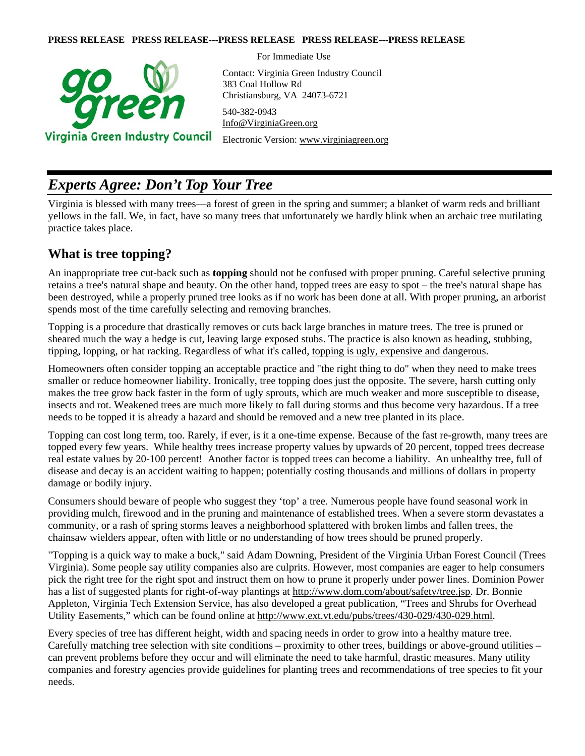**PRESS RELEASE PRESS RELEASE---PRESS RELEASE PRESS RELEASE---PRESS RELEASE**

For Immediate Use

go green

Virginia Green Industry Council

Contact: Virginia Green Industry Council
383 Coal Hollow Rd
Christiansburg, VA 24073-6721

540-382-0943
Info@VirginiaGreen.org

Electronic Version: www.virginiagreen.org

# *Experts Agree: Don't Top Your Tree*

Virginia is blessed with many trees—a forest of green in the spring and summer; a blanket of warm reds and brilliant yellows in the fall. We, in fact, have so many trees that unfortunately we hardly blink when an archaic tree mutilating practice takes place.

## What is tree topping?

An inappropriate tree cut-back such as **topping** should not be confused with proper pruning. Careful selective pruning retains a tree's natural shape and beauty. On the other hand, topped trees are easy to spot – the tree's natural shape has been destroyed, while a properly pruned tree looks as if no work has been done at all. With proper pruning, an arborist spends most of the time carefully selecting and removing branches.

Topping is a procedure that drastically removes or cuts back large branches in mature trees. The tree is pruned or sheared much the way a hedge is cut, leaving large exposed stubs. The practice is also known as heading, stubbing, tipping, lopping, or hat racking. Regardless of what it's called, topping is ugly, expensive and dangerous.

Homeowners often consider topping an acceptable practice and "the right thing to do" when they need to make trees smaller or reduce homeowner liability. Ironically, tree topping does just the opposite. The severe, harsh cutting only makes the tree grow back faster in the form of ugly sprouts, which are much weaker and more susceptible to disease, insects and rot. Weakened trees are much more likely to fall during storms and thus become very hazardous. If a tree needs to be topped it is already a hazard and should be removed and a new tree planted in its place.

Topping can cost long term, too. Rarely, if ever, is it a one-time expense. Because of the fast re-growth, many trees are topped every few years. While healthy trees increase property values by upwards of 20 percent, topped trees decrease real estate values by 20-100 percent! Another factor is topped trees can become a liability. An unhealthy tree, full of disease and decay is an accident waiting to happen; potentially costing thousands and millions of dollars in property damage or bodily injury.

Consumers should beware of people who suggest they 'top' a tree. Numerous people have found seasonal work in providing mulch, firewood and in the pruning and maintenance of established trees. When a severe storm devastates a community, or a rash of spring storms leaves a neighborhood splattered with broken limbs and fallen trees, the chainsaw wielders appear, often with little or no understanding of how trees should be pruned properly.

"Topping is a quick way to make a buck," said Adam Downing, President of the Virginia Urban Forest Council (Trees Virginia). Some people say utility companies also are culprits. However, most companies are eager to help consumers pick the right tree for the right spot and instruct them on how to prune it properly under power lines. Dominion Power has a list of suggested plants for right-of-way plantings at http://www.dom.com/about/safety/tree.jsp. Dr. Bonnie Appleton, Virginia Tech Extension Service, has also developed a great publication, "Trees and Shrubs for Overhead Utility Easements," which can be found online at http://www.ext.vt.edu/pubs/trees/430-029/430-029.html.

Every species of tree has different height, width and spacing needs in order to grow into a healthy mature tree. Carefully matching tree selection with site conditions – proximity to other trees, buildings or above-ground utilities – can prevent problems before they occur and will eliminate the need to take harmful, drastic measures. Many utility companies and forestry agencies provide guidelines for planting trees and recommendations of tree species to fit your needs.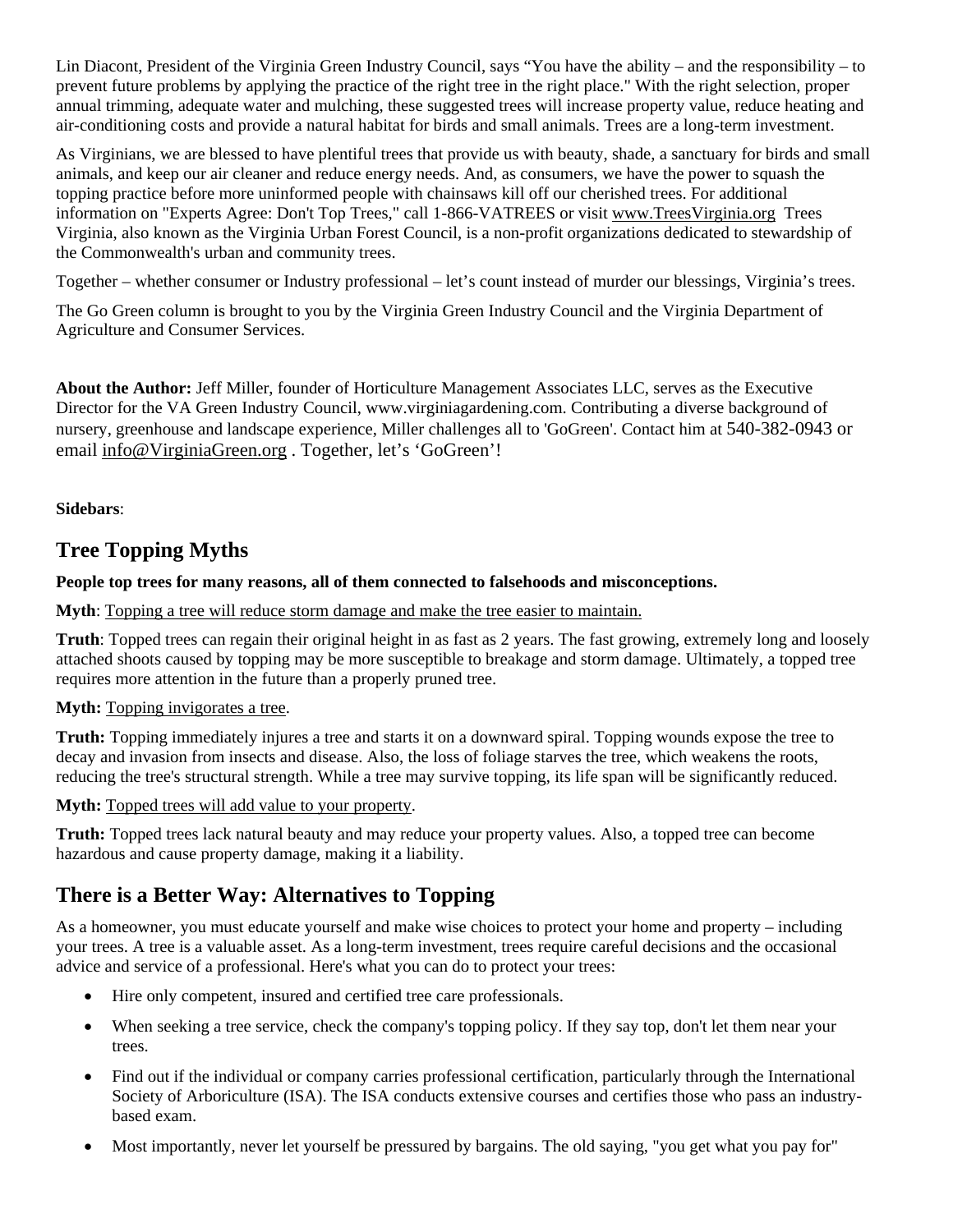Lin Diacont, President of the Virginia Green Industry Council, says "You have the ability – and the responsibility – to prevent future problems by applying the practice of the right tree in the right place." With the right selection, proper annual trimming, adequate water and mulching, these suggested trees will increase property value, reduce heating and air-conditioning costs and provide a natural habitat for birds and small animals. Trees are a long-term investment.

As Virginians, we are blessed to have plentiful trees that provide us with beauty, shade, a sanctuary for birds and small animals, and keep our air cleaner and reduce energy needs. And, as consumers, we have the power to squash the topping practice before more uninformed people with chainsaws kill off our cherished trees. For additional information on "Experts Agree: Don't Top Trees," call 1-866-VATREES or visit www.TreesVirginia.org Trees Virginia, also known as the Virginia Urban Forest Council, is a non-profit organizations dedicated to stewardship of the Commonwealth's urban and community trees.

Together – whether consumer or Industry professional – let's count instead of murder our blessings, Virginia's trees.

The Go Green column is brought to you by the Virginia Green Industry Council and the Virginia Department of Agriculture and Consumer Services.

**About the Author:** Jeff Miller, founder of Horticulture Management Associates LLC, serves as the Executive Director for the VA Green Industry Council, www.virginiagardening.com. Contributing a diverse background of nursery, greenhouse and landscape experience, Miller challenges all to 'GoGreen'. Contact him at 540-382-0943 or email info@VirginiaGreen.org . Together, let's 'GoGreen'!

**Sidebars**:

## Tree Topping Myths

**People top trees for many reasons, all of them connected to falsehoods and misconceptions.**

**Myth**: Topping a tree will reduce storm damage and make the tree easier to maintain.

**Truth**: Topped trees can regain their original height in as fast as 2 years. The fast growing, extremely long and loosely attached shoots caused by topping may be more susceptible to breakage and storm damage. Ultimately, a topped tree requires more attention in the future than a properly pruned tree.

**Myth:** Topping invigorates a tree.

**Truth:** Topping immediately injures a tree and starts it on a downward spiral. Topping wounds expose the tree to decay and invasion from insects and disease. Also, the loss of foliage starves the tree, which weakens the roots, reducing the tree's structural strength. While a tree may survive topping, its life span will be significantly reduced.

**Myth:** Topped trees will add value to your property.

**Truth:** Topped trees lack natural beauty and may reduce your property values. Also, a topped tree can become hazardous and cause property damage, making it a liability.

## There is a Better Way: Alternatives to Topping

As a homeowner, you must educate yourself and make wise choices to protect your home and property – including your trees. A tree is a valuable asset. As a long-term investment, trees require careful decisions and the occasional advice and service of a professional. Here's what you can do to protect your trees:

- Hire only competent, insured and certified tree care professionals.
- When seeking a tree service, check the company's topping policy. If they say top, don't let them near your trees.
- Find out if the individual or company carries professional certification, particularly through the International Society of Arboriculture (ISA). The ISA conducts extensive courses and certifies those who pass an industry-based exam.
- Most importantly, never let yourself be pressured by bargains. The old saying, "you get what you pay for"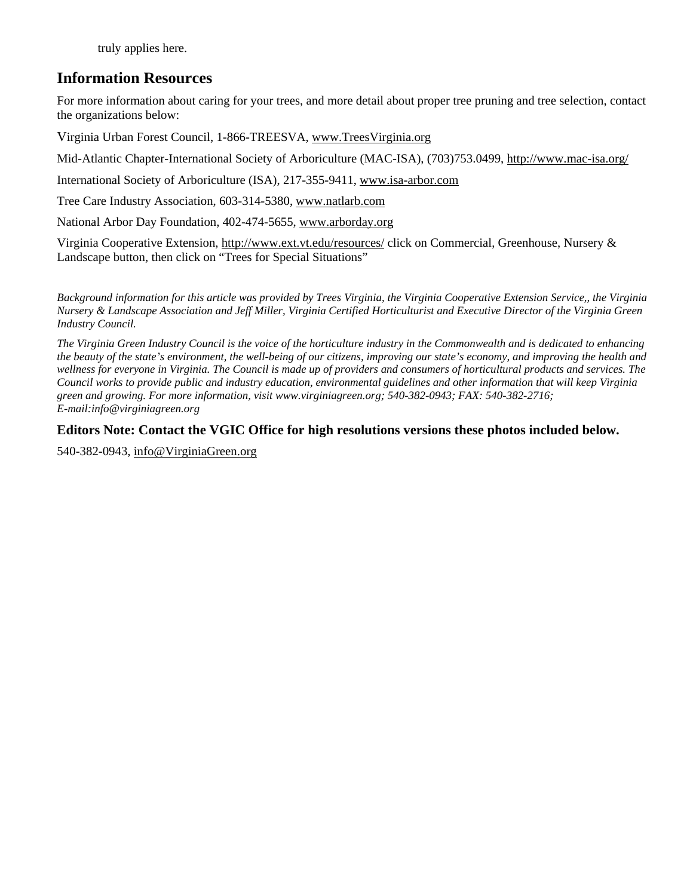truly applies here.

## Information Resources

For more information about caring for your trees, and more detail about proper tree pruning and tree selection, contact the organizations below:

Virginia Urban Forest Council, 1-866-TREESVA, www.TreesVirginia.org

Mid-Atlantic Chapter-International Society of Arboriculture (MAC-ISA), (703)753.0499, http://www.mac-isa.org/

International Society of Arboriculture (ISA), 217-355-9411, www.isa-arbor.com

Tree Care Industry Association, 603-314-5380, www.natlarb.com

National Arbor Day Foundation, 402-474-5655, www.arborday.org

Virginia Cooperative Extension, http://www.ext.vt.edu/resources/ click on Commercial, Greenhouse, Nursery & Landscape button, then click on "Trees for Special Situations"

*Background information for this article was provided by Trees Virginia, the Virginia Cooperative Extension Service,, the Virginia Nursery & Landscape Association and Jeff Miller, Virginia Certified Horticulturist and Executive Director of the Virginia Green Industry Council.*

*The Virginia Green Industry Council is the voice of the horticulture industry in the Commonwealth and is dedicated to enhancing the beauty of the state's environment, the well-being of our citizens, improving our state's economy, and improving the health and wellness for everyone in Virginia. The Council is made up of providers and consumers of horticultural products and services. The Council works to provide public and industry education, environmental guidelines and other information that will keep Virginia green and growing. For more information, visit www.virginiagreen.org; 540-382-0943; FAX: 540-382-2716; E-mail:info@virginiagreen.org*

### Editors Note: Contact the VGIC Office for high resolutions versions these photos included below.

540-382-0943, info@VirginiaGreen.org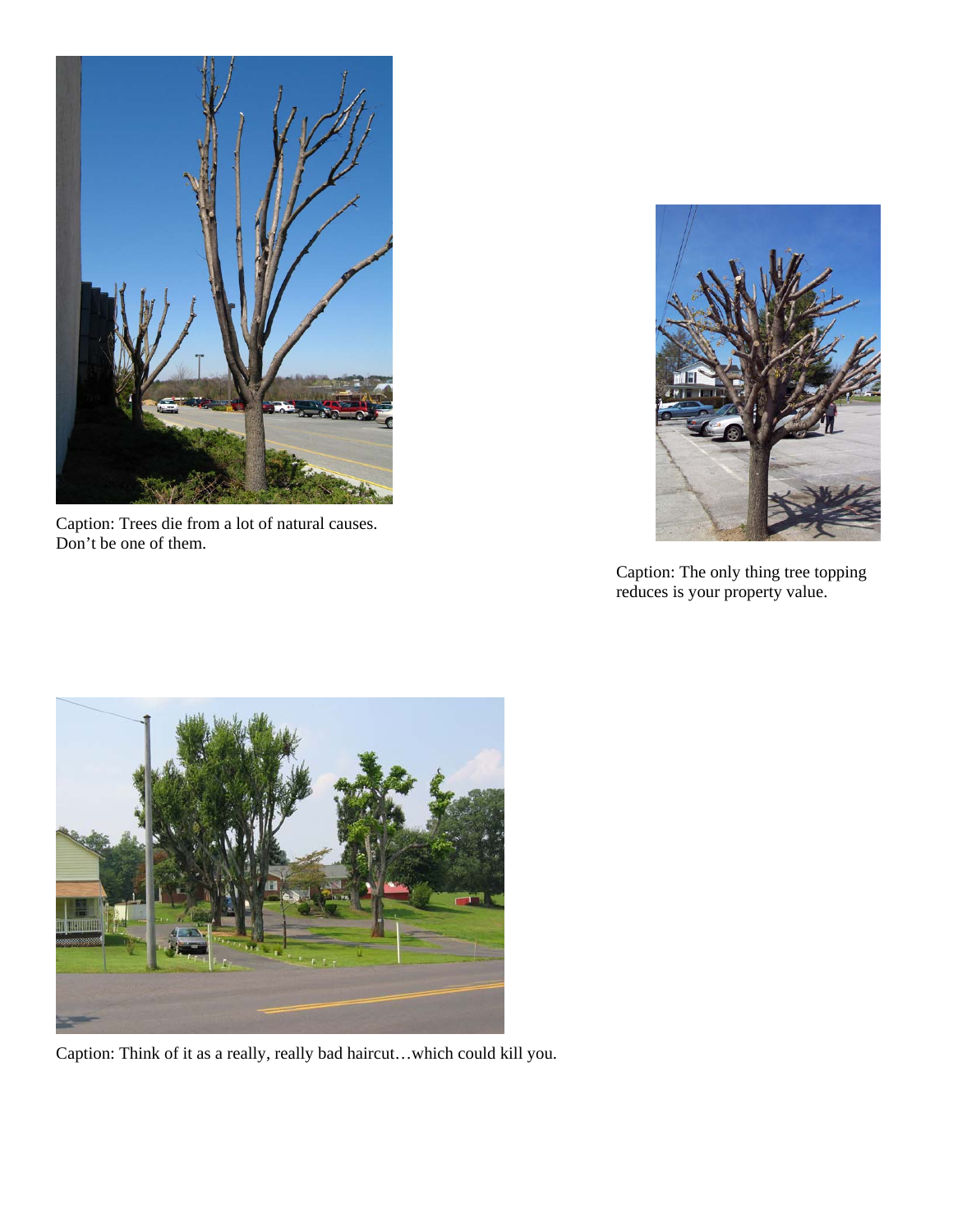Caption: Trees die from a lot of natural causes. Don't be one of them.

Caption: The only thing tree topping reduces is your property value.

Caption: Think of it as a really, really bad haircut…which could kill you.